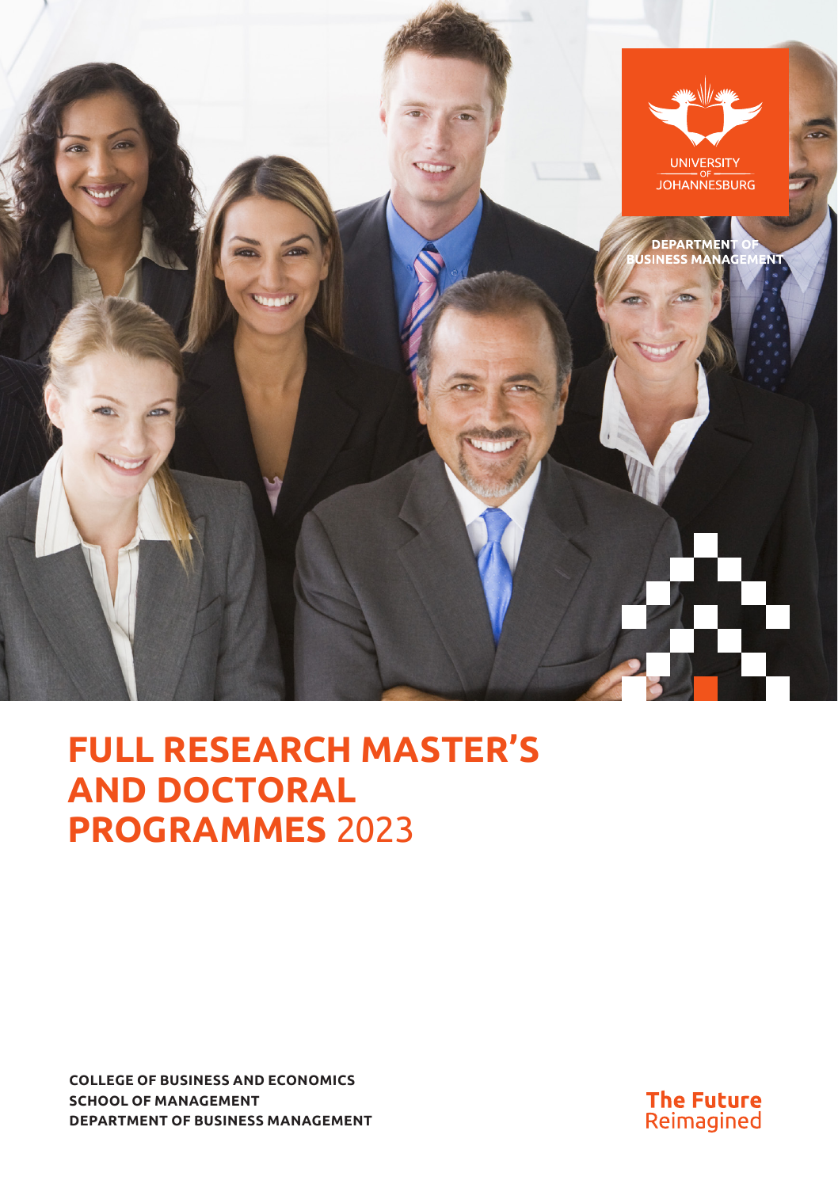UNIVERSITY OF JOHANNESBURG

DEPARTMENT OF BUSINESS MANAGEMENT

# FULL RESEARCH MASTER'S AND DOCTORAL PROGRAMMES 2023

**COLLEGE OF BUSINESS AND ECONOMICS**
**SCHOOL OF MANAGEMENT**
**DEPARTMENT OF BUSINESS MANAGEMENT**

**The Future** Reimagined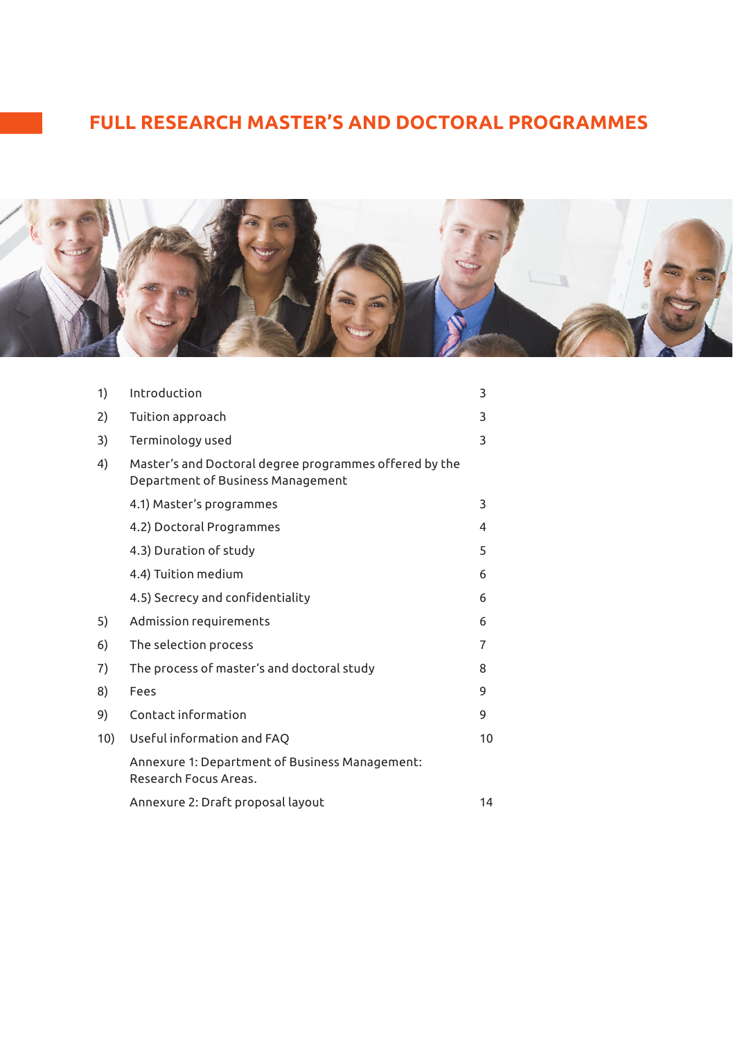# FULL RESEARCH MASTER'S AND DOCTORAL PROGRAMMES

| | | |
|---|---|---|
| 1) | Introduction | 3 |
| 2) | Tuition approach | 3 |
| 3) | Terminology used | 3 |
| 4) | Master's and Doctoral degree programmes offered by the Department of Business Management | |
| | 4.1) Master's programmes | 3 |
| | 4.2) Doctoral Programmes | 4 |
| | 4.3) Duration of study | 5 |
| | 4.4) Tuition medium | 6 |
| | 4.5) Secrecy and confidentiality | 6 |
| 5) | Admission requirements | 6 |
| 6) | The selection process | 7 |
| 7) | The process of master's and doctoral study | 8 |
| 8) | Fees | 9 |
| 9) | Contact information | 9 |
| 10) | Useful information and FAQ | 10 |
| | Annexure 1: Department of Business Management: Research Focus Areas. | |
| | Annexure 2: Draft proposal layout | 14 |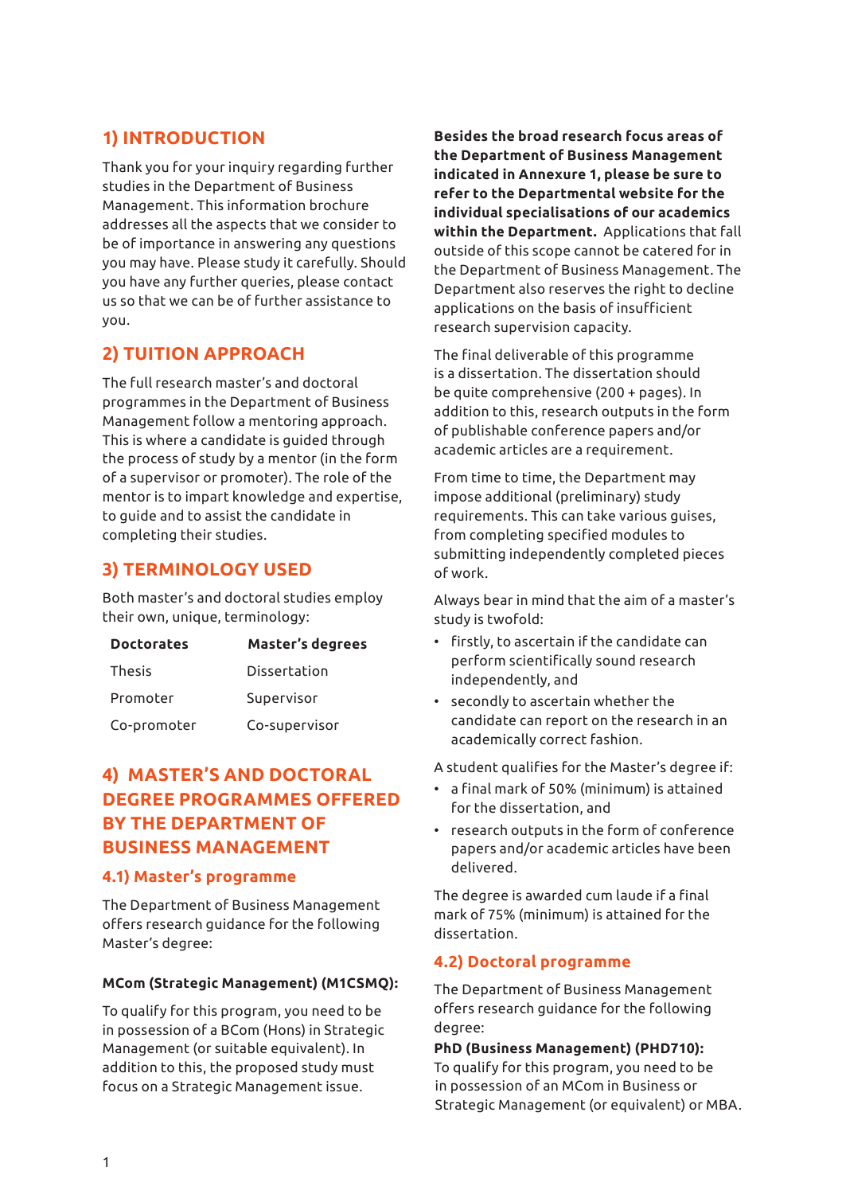## 1) INTRODUCTION

Thank you for your inquiry regarding further studies in the Department of Business Management. This information brochure addresses all the aspects that we consider to be of importance in answering any questions you may have. Please study it carefully. Should you have any further queries, please contact us so that we can be of further assistance to you.

## 2) TUITION APPROACH

The full research master's and doctoral programmes in the Department of Business Management follow a mentoring approach. This is where a candidate is guided through the process of study by a mentor (in the form of a supervisor or promoter). The role of the mentor is to impart knowledge and expertise, to guide and to assist the candidate in completing their studies.

## 3) TERMINOLOGY USED

Both master's and doctoral studies employ their own, unique, terminology:

| Doctorates | Master's degrees |
|---|---|
| Thesis | Dissertation |
| Promoter | Supervisor |
| Co-promoter | Co-supervisor |

## 4) MASTER'S AND DOCTORAL DEGREE PROGRAMMES OFFERED BY THE DEPARTMENT OF BUSINESS MANAGEMENT

### 4.1) Master's programme

The Department of Business Management offers research guidance for the following Master's degree:

**MCom (Strategic Management) (M1CSMQ):**

To qualify for this program, you need to be in possession of a BCom (Hons) in Strategic Management (or suitable equivalent). In addition to this, the proposed study must focus on a Strategic Management issue.

**Besides the broad research focus areas of the Department of Business Management indicated in Annexure 1, please be sure to refer to the Departmental website for the individual specialisations of our academics within the Department.** Applications that fall outside of this scope cannot be catered for in the Department of Business Management. The Department also reserves the right to decline applications on the basis of insufficient research supervision capacity.

The final deliverable of this programme is a dissertation. The dissertation should be quite comprehensive (200 + pages). In addition to this, research outputs in the form of publishable conference papers and/or academic articles are a requirement.

From time to time, the Department may impose additional (preliminary) study requirements. This can take various guises, from completing specified modules to submitting independently completed pieces of work.

Always bear in mind that the aim of a master's study is twofold:

- firstly, to ascertain if the candidate can perform scientifically sound research independently, and
- secondly to ascertain whether the candidate can report on the research in an academically correct fashion.

A student qualifies for the Master's degree if:

- a final mark of 50% (minimum) is attained for the dissertation, and
- research outputs in the form of conference papers and/or academic articles have been delivered.

The degree is awarded cum laude if a final mark of 75% (minimum) is attained for the dissertation.

### 4.2) Doctoral programme

The Department of Business Management offers research guidance for the following degree:

**PhD (Business Management) (PHD710):**
To qualify for this program, you need to be in possession of an MCom in Business or Strategic Management (or equivalent) or MBA.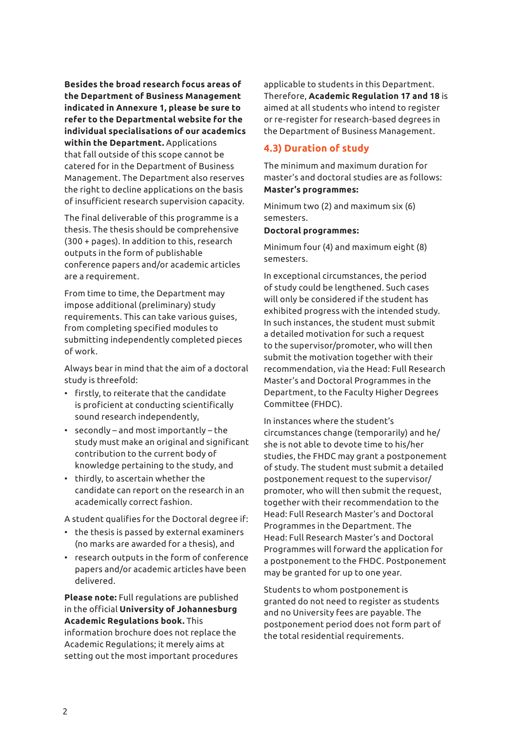**Besides the broad research focus areas of the Department of Business Management indicated in Annexure 1, please be sure to refer to the Departmental website for the individual specialisations of our academics within the Department.** Applications that fall outside of this scope cannot be catered for in the Department of Business Management. The Department also reserves the right to decline applications on the basis of insufficient research supervision capacity.

The final deliverable of this programme is a thesis. The thesis should be comprehensive (300 + pages). In addition to this, research outputs in the form of publishable conference papers and/or academic articles are a requirement.

From time to time, the Department may impose additional (preliminary) study requirements. This can take various guises, from completing specified modules to submitting independently completed pieces of work.

Always bear in mind that the aim of a doctoral study is threefold:

- firstly, to reiterate that the candidate is proficient at conducting scientifically sound research independently,
- secondly – and most importantly – the study must make an original and significant contribution to the current body of knowledge pertaining to the study, and
- thirdly, to ascertain whether the candidate can report on the research in an academically correct fashion.

A student qualifies for the Doctoral degree if:

- the thesis is passed by external examiners (no marks are awarded for a thesis), and
- research outputs in the form of conference papers and/or academic articles have been delivered.

**Please note:** Full regulations are published in the official **University of Johannesburg Academic Regulations book.** This information brochure does not replace the Academic Regulations; it merely aims at setting out the most important procedures applicable to students in this Department. Therefore, **Academic Regulation 17 and 18** is aimed at all students who intend to register or re-register for research-based degrees in the Department of Business Management.

## 4.3) Duration of study

The minimum and maximum duration for master's and doctoral studies are as follows:

**Master's programmes:**

Minimum two (2) and maximum six (6) semesters.

**Doctoral programmes:**

Minimum four (4) and maximum eight (8) semesters.

In exceptional circumstances, the period of study could be lengthened. Such cases will only be considered if the student has exhibited progress with the intended study. In such instances, the student must submit a detailed motivation for such a request to the supervisor/promoter, who will then submit the motivation together with their recommendation, via the Head: Full Research Master's and Doctoral Programmes in the Department, to the Faculty Higher Degrees Committee (FHDC).

In instances where the student's circumstances change (temporarily) and he/she is not able to devote time to his/her studies, the FHDC may grant a postponement of study. The student must submit a detailed postponement request to the supervisor/promoter, who will then submit the request, together with their recommendation to the Head: Full Research Master's and Doctoral Programmes in the Department. The Head: Full Research Master's and Doctoral Programmes will forward the application for a postponement to the FHDC. Postponement may be granted for up to one year.

Students to whom postponement is granted do not need to register as students and no University fees are payable. The postponement period does not form part of the total residential requirements.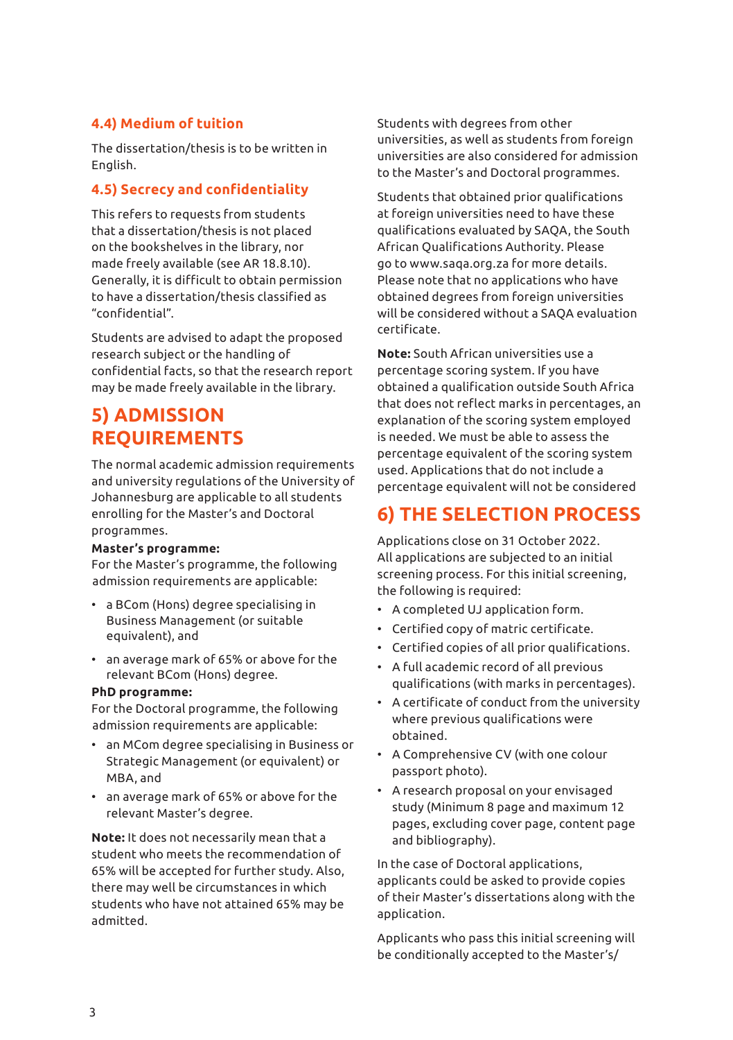### 4.4) Medium of tuition

The dissertation/thesis is to be written in English.

### 4.5) Secrecy and confidentiality

This refers to requests from students that a dissertation/thesis is not placed on the bookshelves in the library, nor made freely available (see AR 18.8.10). Generally, it is difficult to obtain permission to have a dissertation/thesis classified as "confidential".

Students are advised to adapt the proposed research subject or the handling of confidential facts, so that the research report may be made freely available in the library.

## 5) ADMISSION REQUIREMENTS

The normal academic admission requirements and university regulations of the University of Johannesburg are applicable to all students enrolling for the Master's and Doctoral programmes.

**Master's programme:**
For the Master's programme, the following admission requirements are applicable:

- a BCom (Hons) degree specialising in Business Management (or suitable equivalent), and
- an average mark of 65% or above for the relevant BCom (Hons) degree.

**PhD programme:**
For the Doctoral programme, the following admission requirements are applicable:

- an MCom degree specialising in Business or Strategic Management (or equivalent) or MBA, and
- an average mark of 65% or above for the relevant Master's degree.

**Note:** It does not necessarily mean that a student who meets the recommendation of 65% will be accepted for further study. Also, there may well be circumstances in which students who have not attained 65% may be admitted.

Students with degrees from other universities, as well as students from foreign universities are also considered for admission to the Master's and Doctoral programmes.

Students that obtained prior qualifications at foreign universities need to have these qualifications evaluated by SAQA, the South African Qualifications Authority. Please go to www.saqa.org.za for more details. Please note that no applications who have obtained degrees from foreign universities will be considered without a SAQA evaluation certificate.

**Note:** South African universities use a percentage scoring system. If you have obtained a qualification outside South Africa that does not reflect marks in percentages, an explanation of the scoring system employed is needed. We must be able to assess the percentage equivalent of the scoring system used. Applications that do not include a percentage equivalent will not be considered

## 6) THE SELECTION PROCESS

Applications close on 31 October 2022. All applications are subjected to an initial screening process. For this initial screening, the following is required:

- A completed UJ application form.
- Certified copy of matric certificate.
- Certified copies of all prior qualifications.
- A full academic record of all previous qualifications (with marks in percentages).
- A certificate of conduct from the university where previous qualifications were obtained.
- A Comprehensive CV (with one colour passport photo).
- A research proposal on your envisaged study (Minimum 8 page and maximum 12 pages, excluding cover page, content page and bibliography).

In the case of Doctoral applications, applicants could be asked to provide copies of their Master's dissertations along with the application.

Applicants who pass this initial screening will be conditionally accepted to the Master's/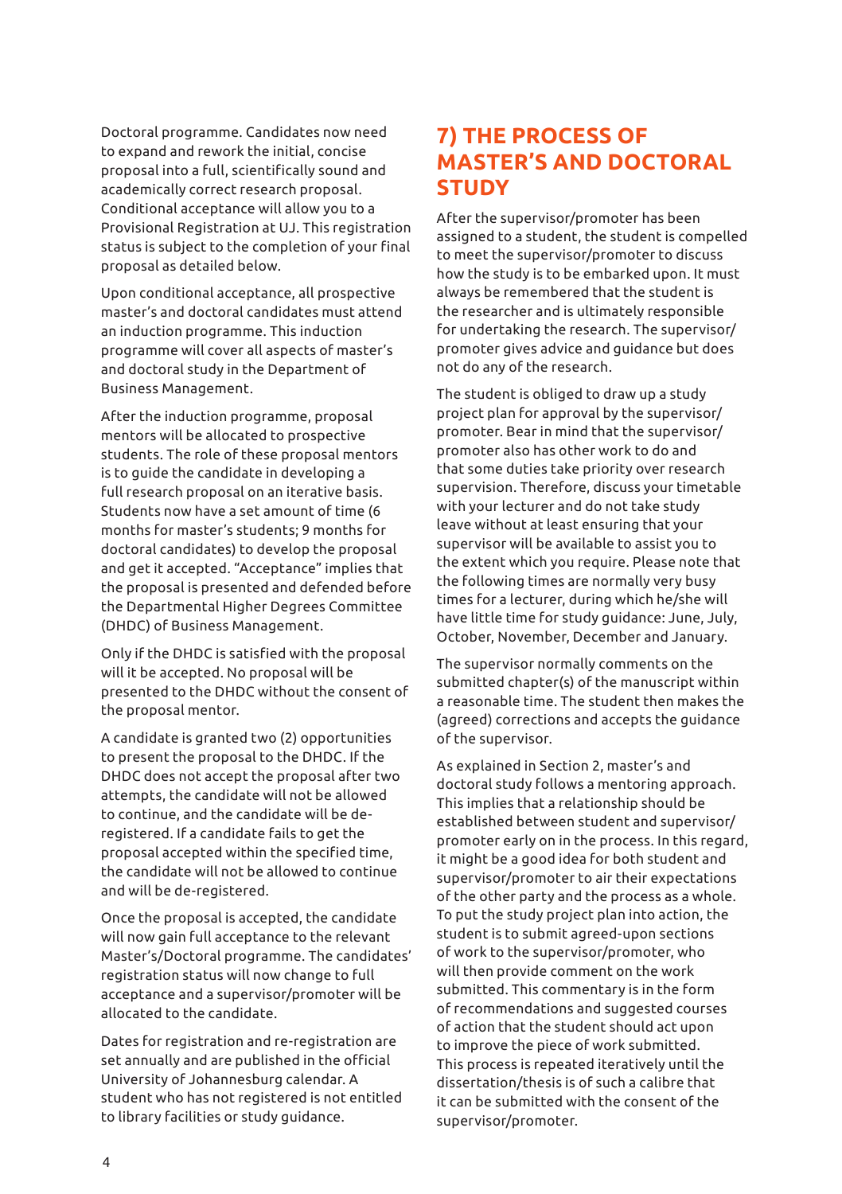Doctoral programme. Candidates now need to expand and rework the initial, concise proposal into a full, scientifically sound and academically correct research proposal. Conditional acceptance will allow you to a Provisional Registration at UJ. This registration status is subject to the completion of your final proposal as detailed below.

Upon conditional acceptance, all prospective master's and doctoral candidates must attend an induction programme. This induction programme will cover all aspects of master's and doctoral study in the Department of Business Management.

After the induction programme, proposal mentors will be allocated to prospective students. The role of these proposal mentors is to guide the candidate in developing a full research proposal on an iterative basis. Students now have a set amount of time (6 months for master's students; 9 months for doctoral candidates) to develop the proposal and get it accepted. "Acceptance" implies that the proposal is presented and defended before the Departmental Higher Degrees Committee (DHDC) of Business Management.

Only if the DHDC is satisfied with the proposal will it be accepted. No proposal will be presented to the DHDC without the consent of the proposal mentor.

A candidate is granted two (2) opportunities to present the proposal to the DHDC. If the DHDC does not accept the proposal after two attempts, the candidate will not be allowed to continue, and the candidate will be de-registered. If a candidate fails to get the proposal accepted within the specified time, the candidate will not be allowed to continue and will be de-registered.

Once the proposal is accepted, the candidate will now gain full acceptance to the relevant Master's/Doctoral programme. The candidates' registration status will now change to full acceptance and a supervisor/promoter will be allocated to the candidate.

Dates for registration and re-registration are set annually and are published in the official University of Johannesburg calendar. A student who has not registered is not entitled to library facilities or study guidance.

## 7) THE PROCESS OF MASTER'S AND DOCTORAL STUDY

After the supervisor/promoter has been assigned to a student, the student is compelled to meet the supervisor/promoter to discuss how the study is to be embarked upon. It must always be remembered that the student is the researcher and is ultimately responsible for undertaking the research. The supervisor/promoter gives advice and guidance but does not do any of the research.

The student is obliged to draw up a study project plan for approval by the supervisor/promoter. Bear in mind that the supervisor/promoter also has other work to do and that some duties take priority over research supervision. Therefore, discuss your timetable with your lecturer and do not take study leave without at least ensuring that your supervisor will be available to assist you to the extent which you require. Please note that the following times are normally very busy times for a lecturer, during which he/she will have little time for study guidance: June, July, October, November, December and January.

The supervisor normally comments on the submitted chapter(s) of the manuscript within a reasonable time. The student then makes the (agreed) corrections and accepts the guidance of the supervisor.

As explained in Section 2, master's and doctoral study follows a mentoring approach. This implies that a relationship should be established between student and supervisor/promoter early on in the process. In this regard, it might be a good idea for both student and supervisor/promoter to air their expectations of the other party and the process as a whole. To put the study project plan into action, the student is to submit agreed-upon sections of work to the supervisor/promoter, who will then provide comment on the work submitted. This commentary is in the form of recommendations and suggested courses of action that the student should act upon to improve the piece of work submitted. This process is repeated iteratively until the dissertation/thesis is of such a calibre that it can be submitted with the consent of the supervisor/promoter.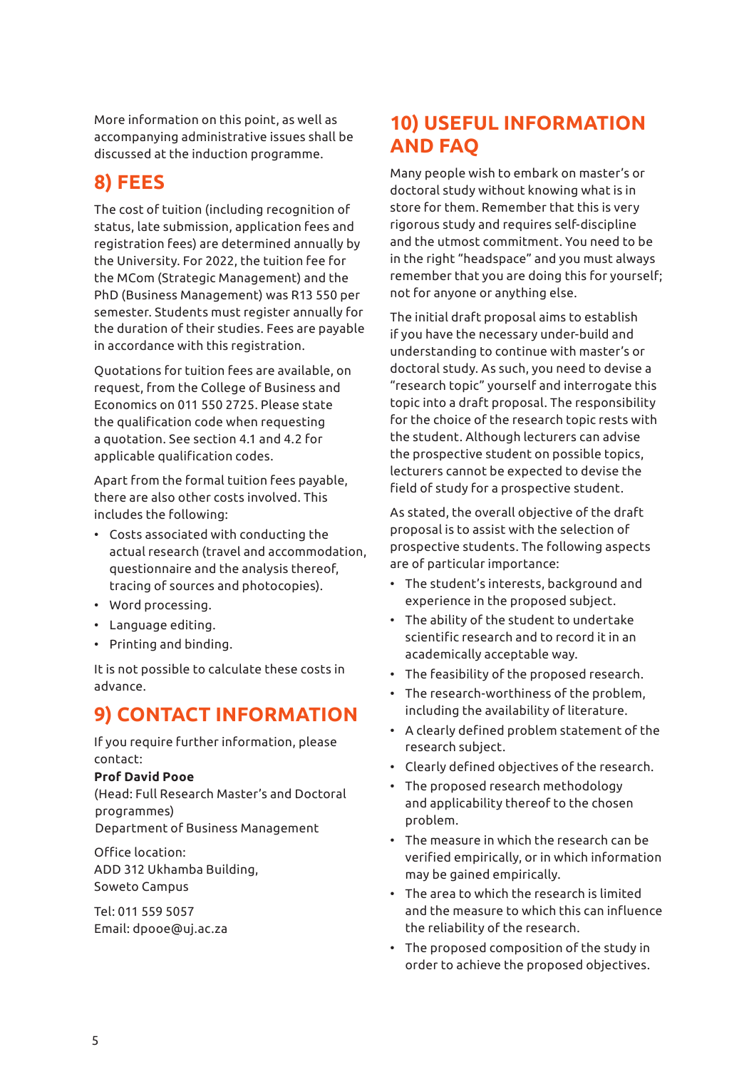More information on this point, as well as accompanying administrative issues shall be discussed at the induction programme.

## 8) FEES

The cost of tuition (including recognition of status, late submission, application fees and registration fees) are determined annually by the University. For 2022, the tuition fee for the MCom (Strategic Management) and the PhD (Business Management) was R13 550 per semester. Students must register annually for the duration of their studies. Fees are payable in accordance with this registration.

Quotations for tuition fees are available, on request, from the College of Business and Economics on 011 550 2725. Please state the qualification code when requesting a quotation. See section 4.1 and 4.2 for applicable qualification codes.

Apart from the formal tuition fees payable, there are also other costs involved. This includes the following:

- Costs associated with conducting the actual research (travel and accommodation, questionnaire and the analysis thereof, tracing of sources and photocopies).
- Word processing.
- Language editing.
- Printing and binding.

It is not possible to calculate these costs in advance.

## 9) CONTACT INFORMATION

If you require further information, please contact:

**Prof David Pooe**
(Head: Full Research Master's and Doctoral programmes)
Department of Business Management

Office location:
ADD 312 Ukhamba Building,
Soweto Campus

Tel: 011 559 5057
Email: dpooe@uj.ac.za

## 10) USEFUL INFORMATION AND FAQ

Many people wish to embark on master's or doctoral study without knowing what is in store for them. Remember that this is very rigorous study and requires self-discipline and the utmost commitment. You need to be in the right "headspace" and you must always remember that you are doing this for yourself; not for anyone or anything else.

The initial draft proposal aims to establish if you have the necessary under-build and understanding to continue with master's or doctoral study. As such, you need to devise a "research topic" yourself and interrogate this topic into a draft proposal. The responsibility for the choice of the research topic rests with the student. Although lecturers can advise the prospective student on possible topics, lecturers cannot be expected to devise the field of study for a prospective student.

As stated, the overall objective of the draft proposal is to assist with the selection of prospective students. The following aspects are of particular importance:

- The student's interests, background and experience in the proposed subject.
- The ability of the student to undertake scientific research and to record it in an academically acceptable way.
- The feasibility of the proposed research.
- The research-worthiness of the problem, including the availability of literature.
- A clearly defined problem statement of the research subject.
- Clearly defined objectives of the research.
- The proposed research methodology and applicability thereof to the chosen problem.
- The measure in which the research can be verified empirically, or in which information may be gained empirically.
- The area to which the research is limited and the measure to which this can influence the reliability of the research.
- The proposed composition of the study in order to achieve the proposed objectives.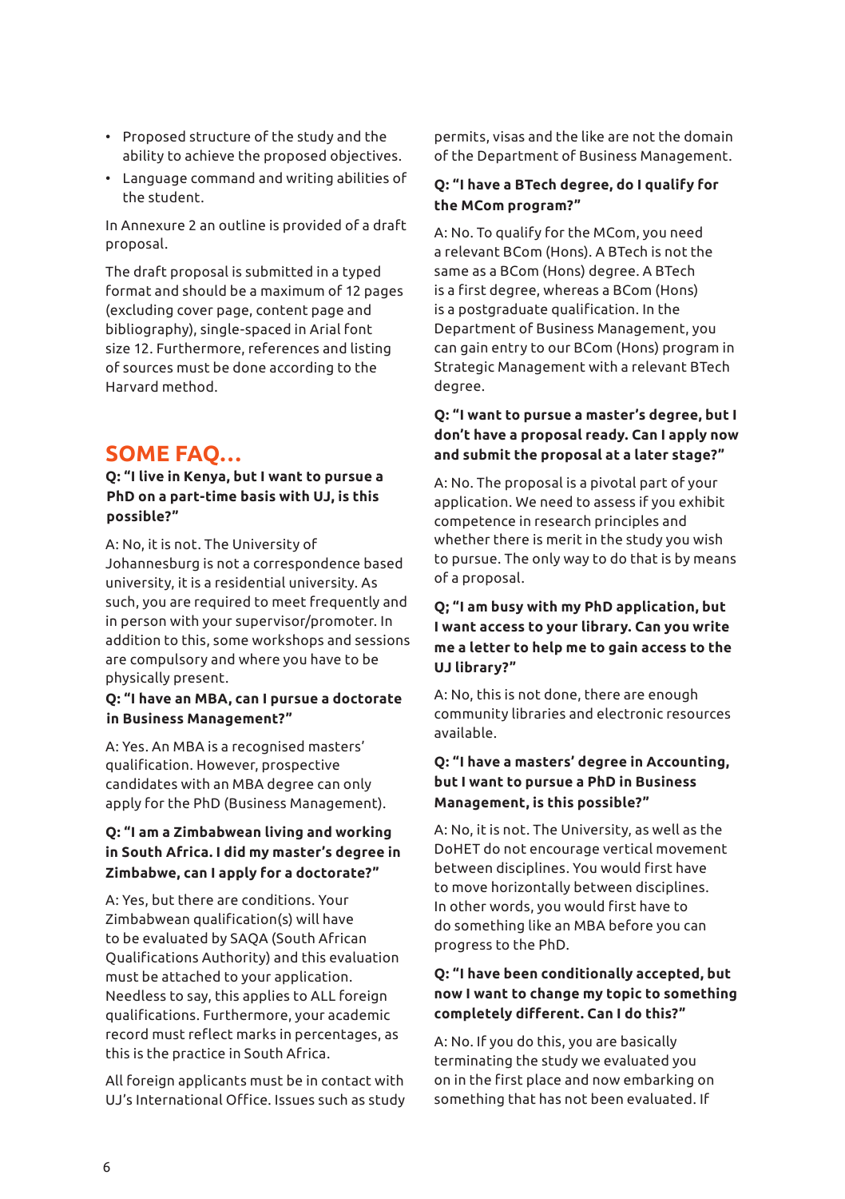- Proposed structure of the study and the ability to achieve the proposed objectives.
- Language command and writing abilities of the student.

In Annexure 2 an outline is provided of a draft proposal.

The draft proposal is submitted in a typed format and should be a maximum of 12 pages (excluding cover page, content page and bibliography), single-spaced in Arial font size 12. Furthermore, references and listing of sources must be done according to the Harvard method.

## SOME FAQ…

**Q: "I live in Kenya, but I want to pursue a PhD on a part-time basis with UJ, is this possible?"**

A: No, it is not. The University of Johannesburg is not a correspondence based university, it is a residential university. As such, you are required to meet frequently and in person with your supervisor/promoter. In addition to this, some workshops and sessions are compulsory and where you have to be physically present.

**Q: "I have an MBA, can I pursue a doctorate in Business Management?"**

A: Yes. An MBA is a recognised masters' qualification. However, prospective candidates with an MBA degree can only apply for the PhD (Business Management).

**Q: "I am a Zimbabwean living and working in South Africa. I did my master's degree in Zimbabwe, can I apply for a doctorate?"**

A: Yes, but there are conditions. Your Zimbabwean qualification(s) will have to be evaluated by SAQA (South African Qualifications Authority) and this evaluation must be attached to your application. Needless to say, this applies to ALL foreign qualifications. Furthermore, your academic record must reflect marks in percentages, as this is the practice in South Africa.

All foreign applicants must be in contact with UJ's International Office. Issues such as study permits, visas and the like are not the domain of the Department of Business Management.

**Q: "I have a BTech degree, do I qualify for the MCom program?"**

A: No. To qualify for the MCom, you need a relevant BCom (Hons). A BTech is not the same as a BCom (Hons) degree. A BTech is a first degree, whereas a BCom (Hons) is a postgraduate qualification. In the Department of Business Management, you can gain entry to our BCom (Hons) program in Strategic Management with a relevant BTech degree.

**Q: "I want to pursue a master's degree, but I don't have a proposal ready. Can I apply now and submit the proposal at a later stage?"**

A: No. The proposal is a pivotal part of your application. We need to assess if you exhibit competence in research principles and whether there is merit in the study you wish to pursue. The only way to do that is by means of a proposal.

**Q; "I am busy with my PhD application, but I want access to your library. Can you write me a letter to help me to gain access to the UJ library?"**

A: No, this is not done, there are enough community libraries and electronic resources available.

**Q: "I have a masters' degree in Accounting, but I want to pursue a PhD in Business Management, is this possible?"**

A: No, it is not. The University, as well as the DoHET do not encourage vertical movement between disciplines. You would first have to move horizontally between disciplines. In other words, you would first have to do something like an MBA before you can progress to the PhD.

**Q: "I have been conditionally accepted, but now I want to change my topic to something completely different. Can I do this?"**

A: No. If you do this, you are basically terminating the study we evaluated you on in the first place and now embarking on something that has not been evaluated. If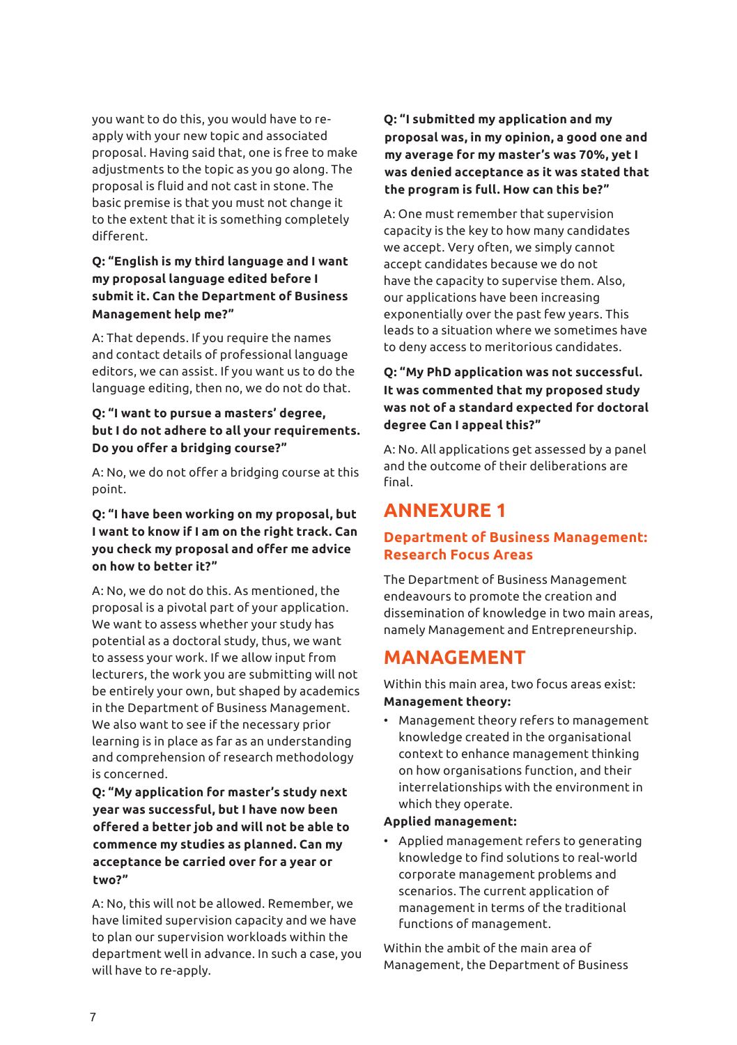you want to do this, you would have to re-apply with your new topic and associated proposal. Having said that, one is free to make adjustments to the topic as you go along. The proposal is fluid and not cast in stone. The basic premise is that you must not change it to the extent that it is something completely different.

**Q: "English is my third language and I want my proposal language edited before I submit it. Can the Department of Business Management help me?"**

A: That depends. If you require the names and contact details of professional language editors, we can assist. If you want us to do the language editing, then no, we do not do that.

**Q: "I want to pursue a masters' degree, but I do not adhere to all your requirements. Do you offer a bridging course?"**

A: No, we do not offer a bridging course at this point.

**Q: "I have been working on my proposal, but I want to know if I am on the right track. Can you check my proposal and offer me advice on how to better it?"**

A: No, we do not do this. As mentioned, the proposal is a pivotal part of your application. We want to assess whether your study has potential as a doctoral study, thus, we want to assess your work. If we allow input from lecturers, the work you are submitting will not be entirely your own, but shaped by academics in the Department of Business Management. We also want to see if the necessary prior learning is in place as far as an understanding and comprehension of research methodology is concerned.

**Q: "My application for master's study next year was successful, but I have now been offered a better job and will not be able to commence my studies as planned. Can my acceptance be carried over for a year or two?"**

A: No, this will not be allowed. Remember, we have limited supervision capacity and we have to plan our supervision workloads within the department well in advance. In such a case, you will have to re-apply.

**Q: "I submitted my application and my proposal was, in my opinion, a good one and my average for my master's was 70%, yet I was denied acceptance as it was stated that the program is full. How can this be?"**

A: One must remember that supervision capacity is the key to how many candidates we accept. Very often, we simply cannot accept candidates because we do not have the capacity to supervise them. Also, our applications have been increasing exponentially over the past few years. This leads to a situation where we sometimes have to deny access to meritorious candidates.

**Q: "My PhD application was not successful. It was commented that my proposed study was not of a standard expected for doctoral degree Can I appeal this?"**

A: No. All applications get assessed by a panel and the outcome of their deliberations are final.

# ANNEXURE 1

## Department of Business Management: Research Focus Areas

The Department of Business Management endeavours to promote the creation and dissemination of knowledge in two main areas, namely Management and Entrepreneurship.

# MANAGEMENT

Within this main area, two focus areas exist:

**Management theory:**

- Management theory refers to management knowledge created in the organisational context to enhance management thinking on how organisations function, and their interrelationships with the environment in which they operate.

**Applied management:**

- Applied management refers to generating knowledge to find solutions to real-world corporate management problems and scenarios. The current application of management in terms of the traditional functions of management.

Within the ambit of the main area of Management, the Department of Business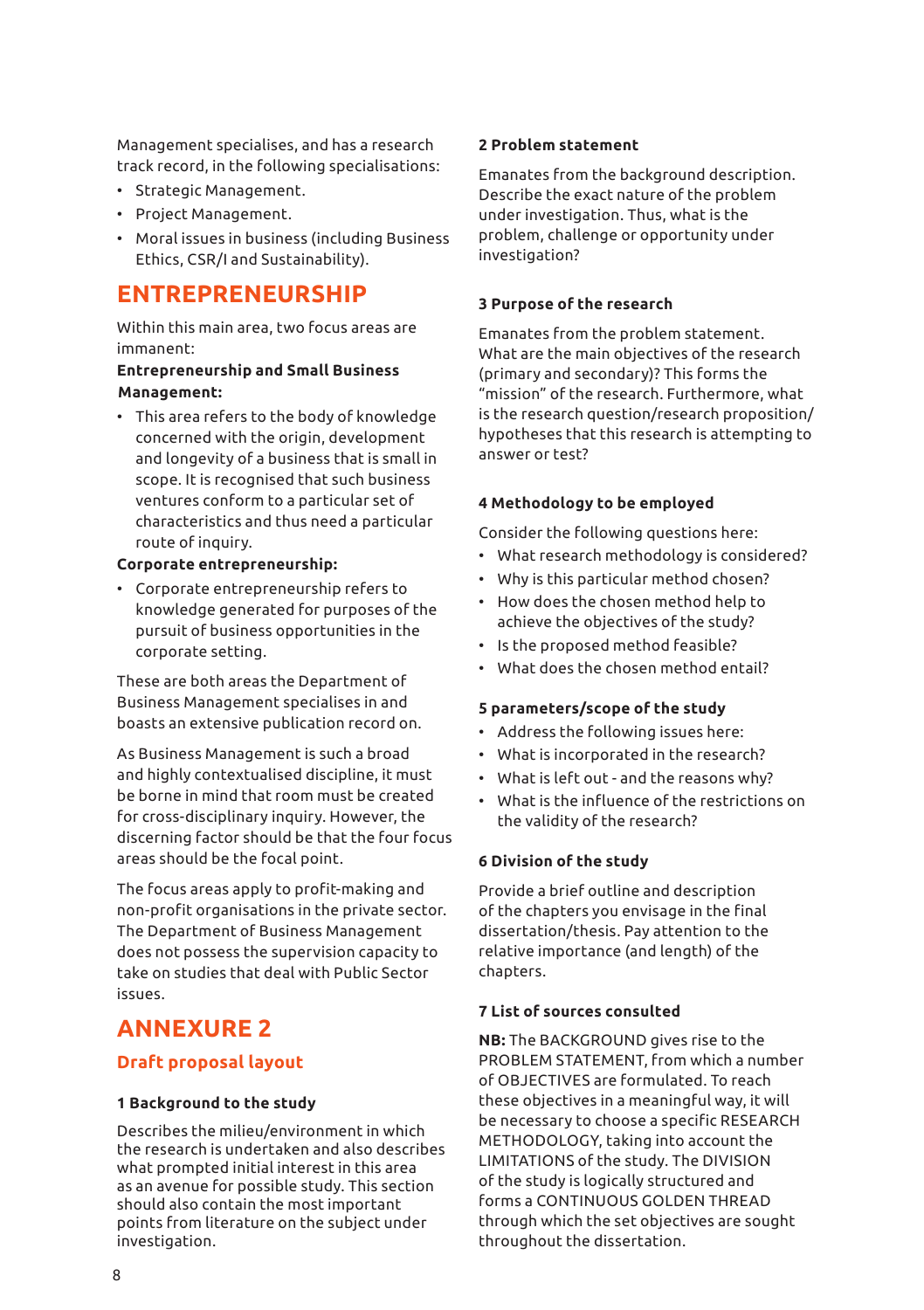Management specialises, and has a research track record, in the following specialisations:

- Strategic Management.
- Project Management.
- Moral issues in business (including Business Ethics, CSR/I and Sustainability).

## ENTREPRENEURSHIP

Within this main area, two focus areas are immanent:

**Entrepreneurship and Small Business Management:**

- This area refers to the body of knowledge concerned with the origin, development and longevity of a business that is small in scope. It is recognised that such business ventures conform to a particular set of characteristics and thus need a particular route of inquiry.

**Corporate entrepreneurship:**

- Corporate entrepreneurship refers to knowledge generated for purposes of the pursuit of business opportunities in the corporate setting.

These are both areas the Department of Business Management specialises in and boasts an extensive publication record on.

As Business Management is such a broad and highly contextualised discipline, it must be borne in mind that room must be created for cross-disciplinary inquiry. However, the discerning factor should be that the four focus areas should be the focal point.

The focus areas apply to profit-making and non-profit organisations in the private sector. The Department of Business Management does not possess the supervision capacity to take on studies that deal with Public Sector issues.

## ANNEXURE 2

### Draft proposal layout

#### 1 Background to the study

Describes the milieu/environment in which the research is undertaken and also describes what prompted initial interest in this area as an avenue for possible study. This section should also contain the most important points from literature on the subject under investigation.

#### 2 Problem statement

Emanates from the background description. Describe the exact nature of the problem under investigation. Thus, what is the problem, challenge or opportunity under investigation?

#### 3 Purpose of the research

Emanates from the problem statement. What are the main objectives of the research (primary and secondary)? This forms the "mission" of the research. Furthermore, what is the research question/research proposition/ hypotheses that this research is attempting to answer or test?

#### 4 Methodology to be employed

Consider the following questions here:

- What research methodology is considered?
- Why is this particular method chosen?
- How does the chosen method help to achieve the objectives of the study?
- Is the proposed method feasible?
- What does the chosen method entail?

#### 5 parameters/scope of the study

- Address the following issues here:
- What is incorporated in the research?
- What is left out - and the reasons why?
- What is the influence of the restrictions on the validity of the research?

#### 6 Division of the study

Provide a brief outline and description of the chapters you envisage in the final dissertation/thesis. Pay attention to the relative importance (and length) of the chapters.

#### 7 List of sources consulted

**NB:** The BACKGROUND gives rise to the PROBLEM STATEMENT, from which a number of OBJECTIVES are formulated. To reach these objectives in a meaningful way, it will be necessary to choose a specific RESEARCH METHODOLOGY, taking into account the LIMITATIONS of the study. The DIVISION of the study is logically structured and forms a CONTINUOUS GOLDEN THREAD through which the set objectives are sought throughout the dissertation.